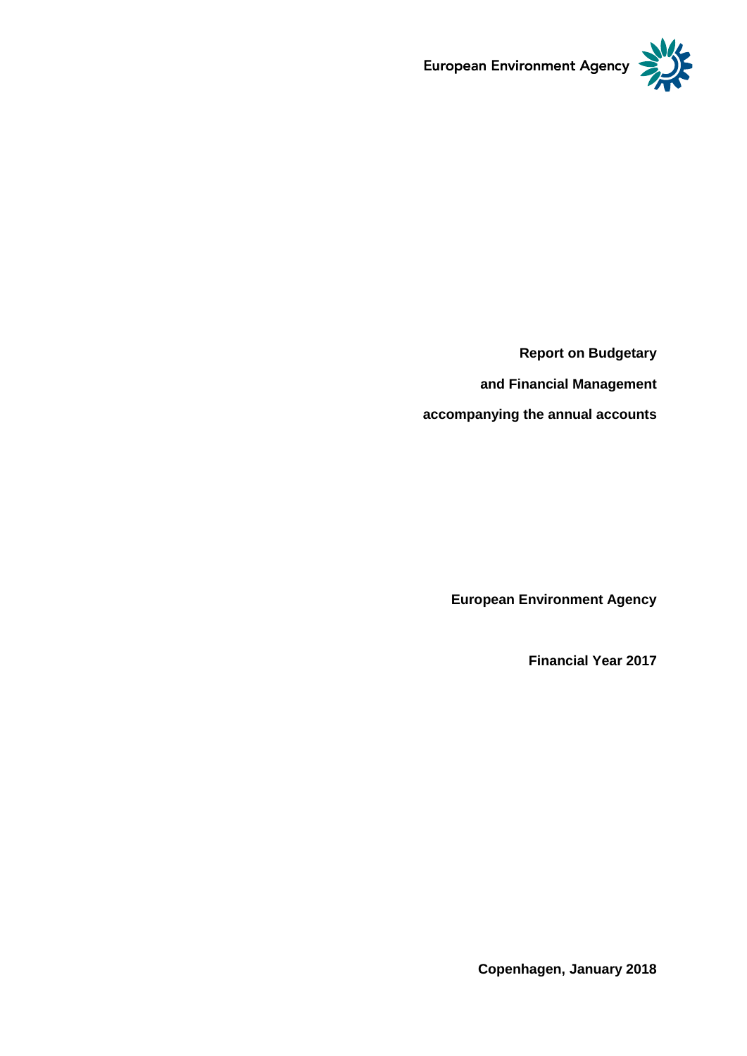European Environment Agency

**Report on Budgetary**

**and Financial Management**

**accompanying the annual accounts**

**European Environment Agency**

**Financial Year 2017**

**Copenhagen, January 2018**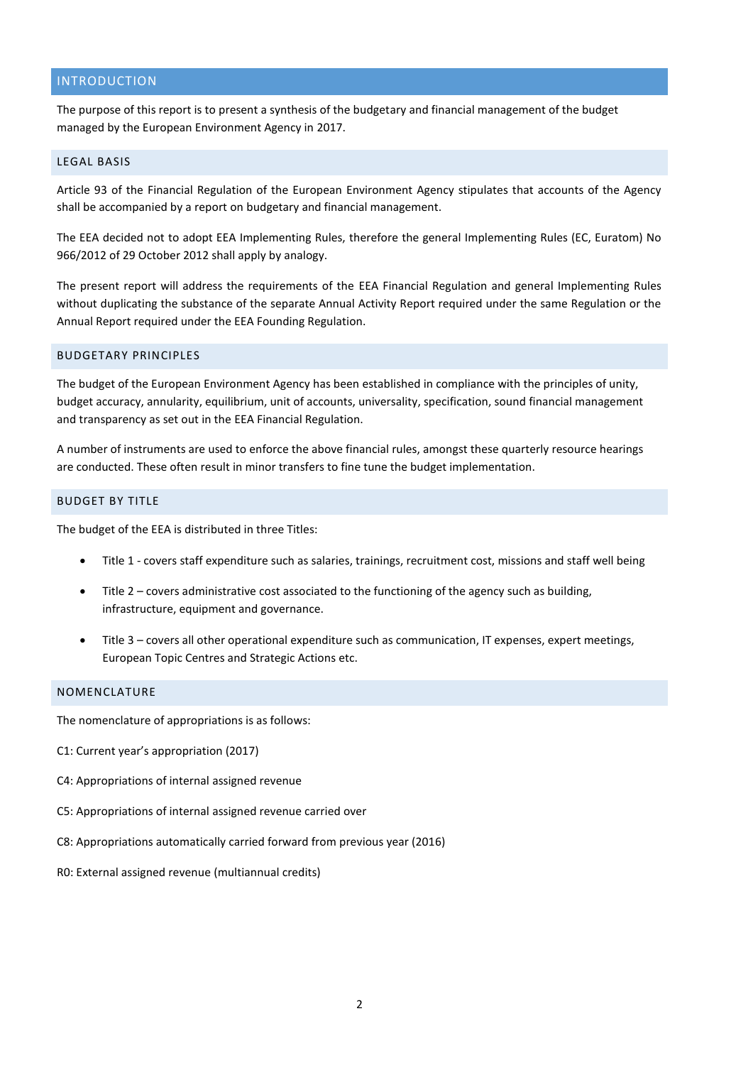# INTRODUCTION

The purpose of this report is to present a synthesis of the budgetary and financial management of the budget managed by the European Environment Agency in 2017.

## LEGAL BASIS

Article 93 of the Financial Regulation of the European Environment Agency stipulates that accounts of the Agency shall be accompanied by a report on budgetary and financial management.

The EEA decided not to adopt EEA Implementing Rules, therefore the general Implementing Rules (EC, Euratom) No 966/2012 of 29 October 2012 shall apply by analogy.

The present report will address the requirements of the EEA Financial Regulation and general Implementing Rules without duplicating the substance of the separate Annual Activity Report required under the same Regulation or the Annual Report required under the EEA Founding Regulation.

## BUDGETARY PRINCIPLES

The budget of the European Environment Agency has been established in compliance with the principles of unity, budget accuracy, annularity, equilibrium, unit of accounts, universality, specification, sound financial management and transparency as set out in the EEA Financial Regulation.

A number of instruments are used to enforce the above financial rules, amongst these quarterly resource hearings are conducted. These often result in minor transfers to fine tune the budget implementation.

## BUDGET BY TITLE

The budget of the EEA is distributed in three Titles:

- Title 1 - covers staff expenditure such as salaries, trainings, recruitment cost, missions and staff well being
- Title 2 – covers administrative cost associated to the functioning of the agency such as building, infrastructure, equipment and governance.
- Title 3 – covers all other operational expenditure such as communication, IT expenses, expert meetings, European Topic Centres and Strategic Actions etc.

## NOMENCLATURE

The nomenclature of appropriations is as follows:

C1: Current year's appropriation (2017)

C4: Appropriations of internal assigned revenue

C5: Appropriations of internal assigned revenue carried over

C8: Appropriations automatically carried forward from previous year (2016)

R0: External assigned revenue (multiannual credits)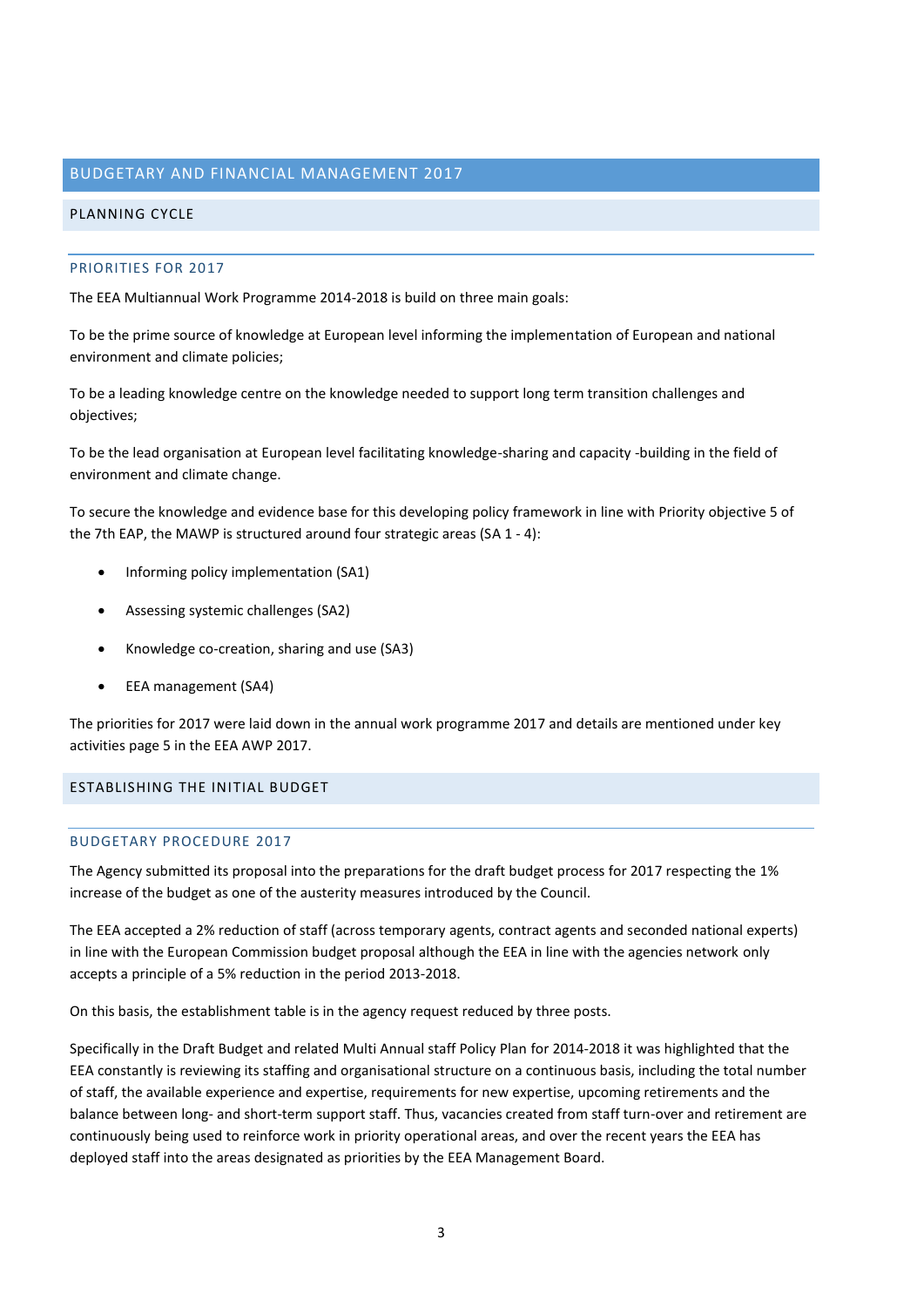# BUDGETARY AND FINANCIAL MANAGEMENT 2017

## PLANNING CYCLE

### PRIORITIES FOR 2017

The EEA Multiannual Work Programme 2014-2018 is build on three main goals:

To be the prime source of knowledge at European level informing the implementation of European and national environment and climate policies;

To be a leading knowledge centre on the knowledge needed to support long term transition challenges and objectives;

To be the lead organisation at European level facilitating knowledge-sharing and capacity -building in the field of environment and climate change.

To secure the knowledge and evidence base for this developing policy framework in line with Priority objective 5 of the 7th EAP, the MAWP is structured around four strategic areas (SA 1 - 4):

- Informing policy implementation (SA1)
- Assessing systemic challenges (SA2)
- Knowledge co-creation, sharing and use (SA3)
- EEA management (SA4)

The priorities for 2017 were laid down in the annual work programme 2017 and details are mentioned under key activities page 5 in the EEA AWP 2017.

## ESTABLISHING THE INITIAL BUDGET

### BUDGETARY PROCEDURE 2017

The Agency submitted its proposal into the preparations for the draft budget process for 2017 respecting the 1% increase of the budget as one of the austerity measures introduced by the Council.

The EEA accepted a 2% reduction of staff (across temporary agents, contract agents and seconded national experts) in line with the European Commission budget proposal although the EEA in line with the agencies network only accepts a principle of a 5% reduction in the period 2013-2018.

On this basis, the establishment table is in the agency request reduced by three posts.

Specifically in the Draft Budget and related Multi Annual staff Policy Plan for 2014-2018 it was highlighted that the EEA constantly is reviewing its staffing and organisational structure on a continuous basis, including the total number of staff, the available experience and expertise, requirements for new expertise, upcoming retirements and the balance between long- and short-term support staff. Thus, vacancies created from staff turn-over and retirement are continuously being used to reinforce work in priority operational areas, and over the recent years the EEA has deployed staff into the areas designated as priorities by the EEA Management Board.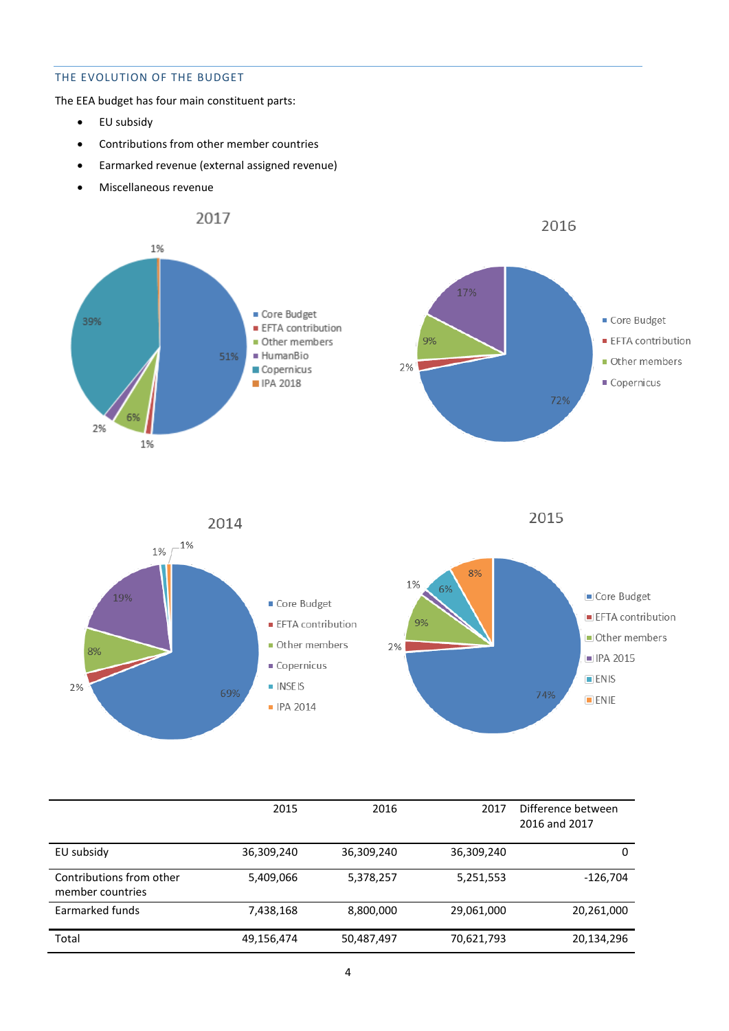## THE EVOLUTION OF THE BUDGET

The EEA budget has four main constituent parts:

- EU subsidy
- Contributions from other member countries
- Earmarked revenue (external assigned revenue)
- Miscellaneous revenue

|  | 2015 | 2016 | 2017 | Difference between 2016 and 2017 |
|---|---|---|---|---|
| EU subsidy | 36,309,240 | 36,309,240 | 36,309,240 | 0 |
| Contributions from other member countries | 5,409,066 | 5,378,257 | 5,251,553 | -126,704 |
| Earmarked funds | 7,438,168 | 8,800,000 | 29,061,000 | 20,261,000 |
| Total | 49,156,474 | 50,487,497 | 70,621,793 | 20,134,296 |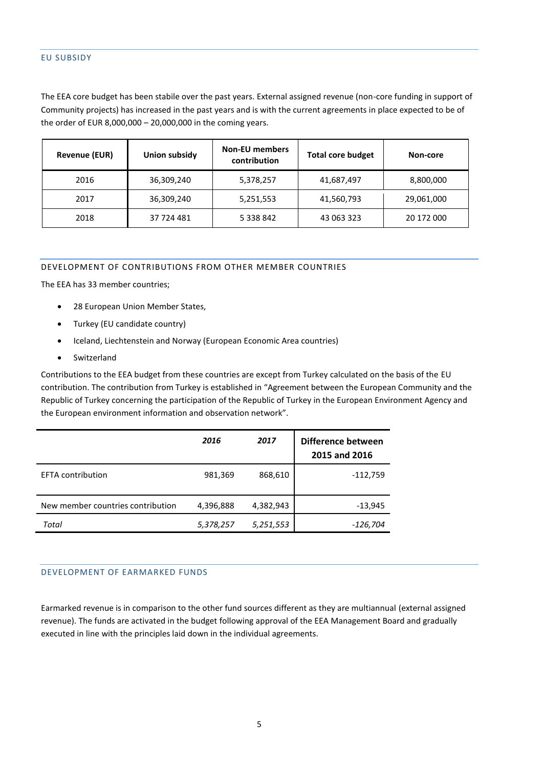## EU SUBSIDY

The EEA core budget has been stabile over the past years. External assigned revenue (non-core funding in support of Community projects) has increased in the past years and is with the current agreements in place expected to be of the order of EUR 8,000,000 – 20,000,000 in the coming years.

| Revenue (EUR) | Union subsidy | Non-EU members contribution | Total core budget | Non-core |
|---|---|---|---|---|
| 2016 | 36,309,240 | 5,378,257 | 41,687,497 | 8,800,000 |
| 2017 | 36,309,240 | 5,251,553 | 41,560,793 | 29,061,000 |
| 2018 | 37 724 481 | 5 338 842 | 43 063 323 | 20 172 000 |

## DEVELOPMENT OF CONTRIBUTIONS FROM OTHER MEMBER COUNTRIES

The EEA has 33 member countries;

- 28 European Union Member States,
- Turkey (EU candidate country)
- Iceland, Liechtenstein and Norway (European Economic Area countries)
- Switzerland

Contributions to the EEA budget from these countries are except from Turkey calculated on the basis of the EU contribution. The contribution from Turkey is established in "Agreement between the European Community and the Republic of Turkey concerning the participation of the Republic of Turkey in the European Environment Agency and the European environment information and observation network".

| | *2016* | *2017* | **Difference between 2015 and 2016** |
|---|---|---|---|
| EFTA contribution | 981,369 | 868,610 | -112,759 |
| New member countries contribution | 4,396,888 | 4,382,943 | -13,945 |
| *Total* | *5,378,257* | *5,251,553* | *-126,704* |

## DEVELOPMENT OF EARMARKED FUNDS

Earmarked revenue is in comparison to the other fund sources different as they are multiannual (external assigned revenue). The funds are activated in the budget following approval of the EEA Management Board and gradually executed in line with the principles laid down in the individual agreements.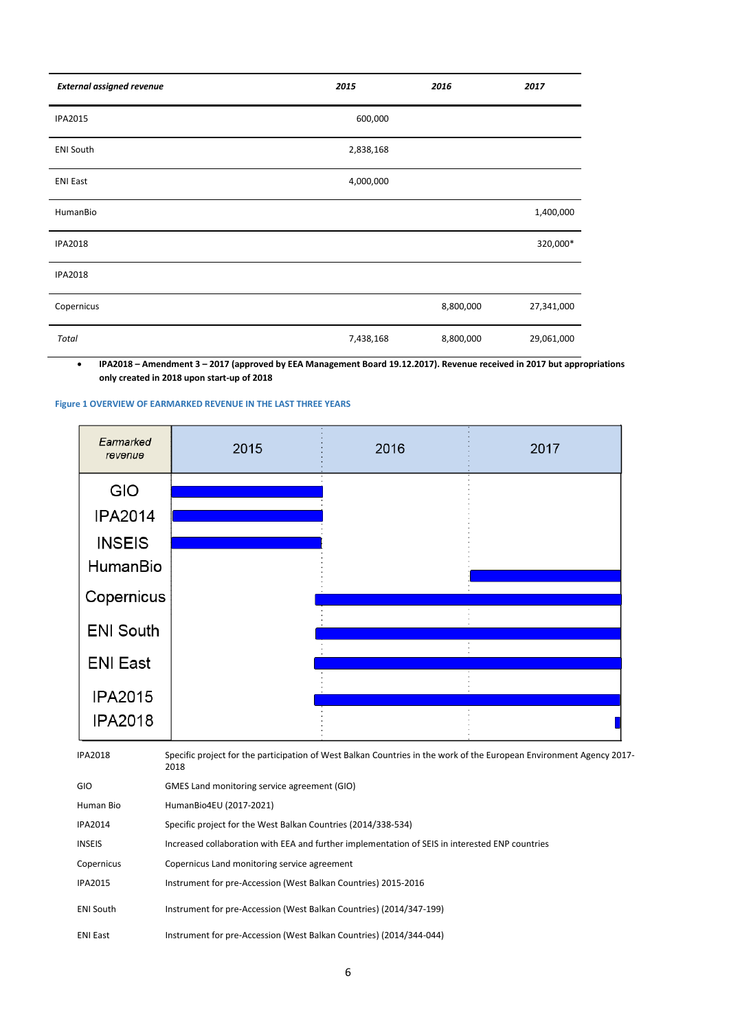| *External assigned revenue* | *2015* | *2016* | *2017* |
|---|---|---|---|
| IPA2015 | 600,000 | | |
| ENI South | 2,838,168 | | |
| ENI East | 4,000,000 | | |
| HumanBio | | | 1,400,000 |
| IPA2018 | | | 320,000* |
| IPA2018 | | | |
| Copernicus | | 8,800,000 | 27,341,000 |
| *Total* | 7,438,168 | 8,800,000 | 29,061,000 |

- **IPA2018 – Amendment 3 – 2017 (approved by EEA Management Board 19.12.2017). Revenue received in 2017 but appropriations only created in 2018 upon start-up of 2018**

**Figure 1 OVERVIEW OF EARMARKED REVENUE IN THE LAST THREE YEARS**

| *Earmarked revenue* | 2015 | 2016 | 2017 |
|---|---|---|---|
| GIO | ■ | | |
| IPA2014 | ■ | | |
| INSEIS | ■ | | |
| HumanBio | | | ■ |
| Copernicus | | ■ | ■ |
| ENI South | | ■ | ■ |
| ENI East | | ■ | ■ |
| IPA2015 | | ■ | ■ |
| IPA2018 | | | ■ |

| | |
|---|---|
| IPA2018 | Specific project for the participation of West Balkan Countries in the work of the European Environment Agency 2017-2018 |
| GIO | GMES Land monitoring service agreement (GIO) |
| Human Bio | HumanBio4EU (2017-2021) |
| IPA2014 | Specific project for the West Balkan Countries (2014/338-534) |
| INSEIS | Increased collaboration with EEA and further implementation of SEIS in interested ENP countries |
| Copernicus | Copernicus Land monitoring service agreement |
| IPA2015 | Instrument for pre-Accession (West Balkan Countries) 2015-2016 |
| ENI South | Instrument for pre-Accession (West Balkan Countries) (2014/347-199) |
| ENI East | Instrument for pre-Accession (West Balkan Countries) (2014/344-044) |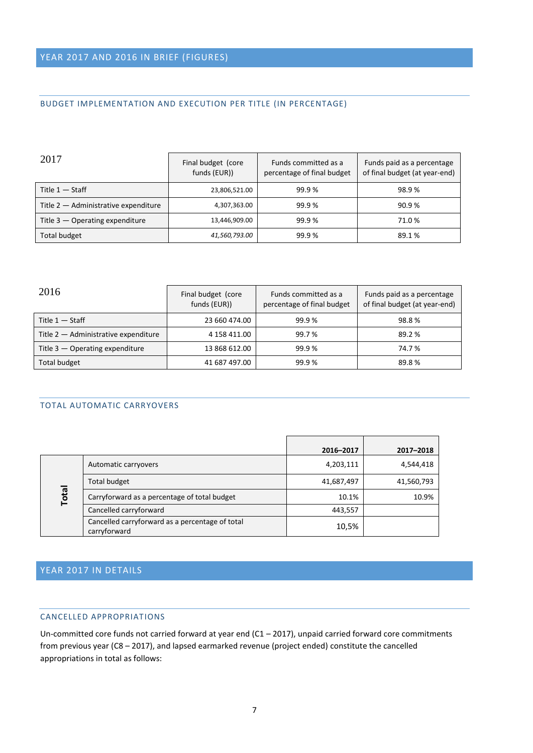## YEAR 2017 AND 2016 IN BRIEF (FIGURES)

### BUDGET IMPLEMENTATION AND EXECUTION PER TITLE (IN PERCENTAGE)

| 2017 | Final budget (core funds (EUR)) | Funds committed as a percentage of final budget | Funds paid as a percentage of final budget (at year-end) |
|---|---|---|---|
| Title 1 — Staff | 23,806,521.00 | 99.9 % | 98.9 % |
| Title 2 — Administrative expenditure | 4,307,363.00 | 99.9 % | 90.9 % |
| Title 3 — Operating expenditure | 13,446,909.00 | 99.9 % | 71.0 % |
| Total budget | *41,560,793.00* | 99.9 % | 89.1 % |

| 2016 | Final budget (core funds (EUR)) | Funds committed as a percentage of final budget | Funds paid as a percentage of final budget (at year-end) |
|---|---|---|---|
| Title 1 — Staff | 23 660 474.00 | 99.9 % | 98.8 % |
| Title 2 — Administrative expenditure | 4 158 411.00 | 99.7 % | 89.2 % |
| Title 3 — Operating expenditure | 13 868 612.00 | 99.9 % | 74.7 % |
| Total budget | 41 687 497.00 | 99.9 % | 89.8 % |

### TOTAL AUTOMATIC CARRYOVERS

| | | 2016–2017 | 2017–2018 |
|---|---|---|---|
| **Total** | Automatic carryovers | 4,203,111 | 4,544,418 |
| | Total budget | 41,687,497 | 41,560,793 |
| | Carryforward as a percentage of total budget | 10.1% | 10.9% |
| | Cancelled carryforward | 443,557 | |
| | Cancelled carryforward as a percentage of total carryforward | 10,5% | |

## YEAR 2017 IN DETAILS

### CANCELLED APPROPRIATIONS

Un-committed core funds not carried forward at year end (C1 – 2017), unpaid carried forward core commitments from previous year (C8 – 2017), and lapsed earmarked revenue (project ended) constitute the cancelled appropriations in total as follows: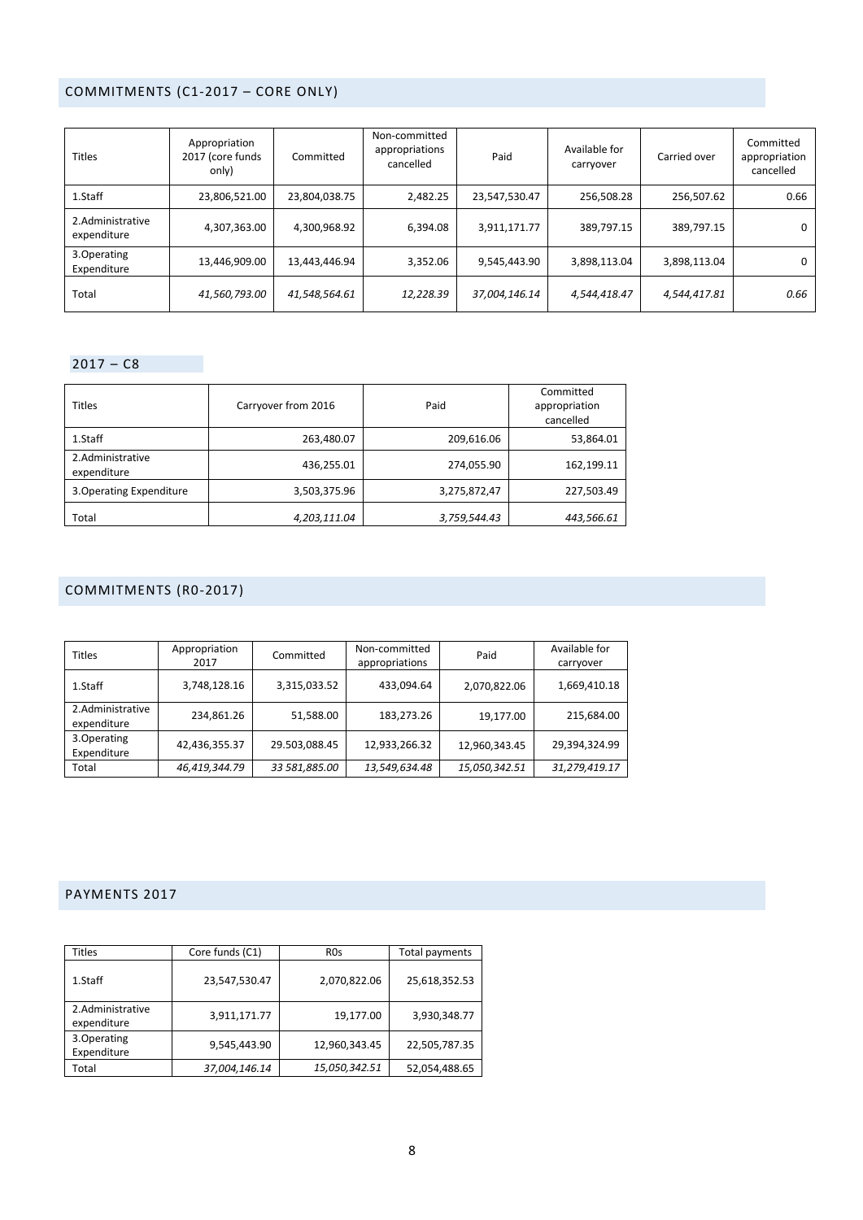## COMMITMENTS (C1-2017 – CORE ONLY)

| Titles | Appropriation 2017 (core funds only) | Committed | Non-committed appropriations cancelled | Paid | Available for carryover | Carried over | Committed appropriation cancelled |
|---|---|---|---|---|---|---|---|
| 1.Staff | 23,806,521.00 | 23,804,038.75 | 2,482.25 | 23,547,530.47 | 256,508.28 | 256,507.62 | 0.66 |
| 2.Administrative expenditure | 4,307,363.00 | 4,300,968.92 | 6,394.08 | 3,911,171.77 | 389,797.15 | 389,797.15 | 0 |
| 3.Operating Expenditure | 13,446,909.00 | 13,443,446.94 | 3,352.06 | 9,545,443.90 | 3,898,113.04 | 3,898,113.04 | 0 |
| Total | *41,560,793.00* | *41,548,564.61* | *12,228.39* | *37,004,146.14* | *4,544,418.47* | *4,544,417.81* | *0.66* |

## 2017 – C8

| Titles | Carryover from 2016 | Paid | Committed appropriation cancelled |
|---|---|---|---|
| 1.Staff | 263,480.07 | 209,616.06 | 53,864.01 |
| 2.Administrative expenditure | 436,255.01 | 274,055.90 | 162,199.11 |
| 3.Operating Expenditure | 3,503,375.96 | 3,275,872,47 | 227,503.49 |
| Total | *4,203,111.04* | *3,759,544.43* | *443,566.61* |

## COMMITMENTS (R0-2017)

| Titles | Appropriation 2017 | Committed | Non-committed appropriations | Paid | Available for carryover |
|---|---|---|---|---|---|
| 1.Staff | 3,748,128.16 | 3,315,033.52 | 433,094.64 | 2,070,822.06 | 1,669,410.18 |
| 2.Administrative expenditure | 234,861.26 | 51,588.00 | 183,273.26 | 19,177.00 | 215,684.00 |
| 3.Operating Expenditure | 42,436,355.37 | 29.503,088.45 | 12,933,266.32 | 12,960,343.45 | 29,394,324.99 |
| Total | *46,419,344.79* | *33 581,885.00* | *13,549,634.48* | *15,050,342.51* | *31,279,419.17* |

## PAYMENTS 2017

| Titles | Core funds (C1) | R0s | Total payments |
|---|---|---|---|
| 1.Staff | 23,547,530.47 | 2,070,822.06 | 25,618,352.53 |
| 2.Administrative expenditure | 3,911,171.77 | 19,177.00 | 3,930,348.77 |
| 3.Operating Expenditure | 9,545,443.90 | 12,960,343.45 | 22,505,787.35 |
| Total | *37,004,146.14* | *15,050,342.51* | 52,054,488.65 |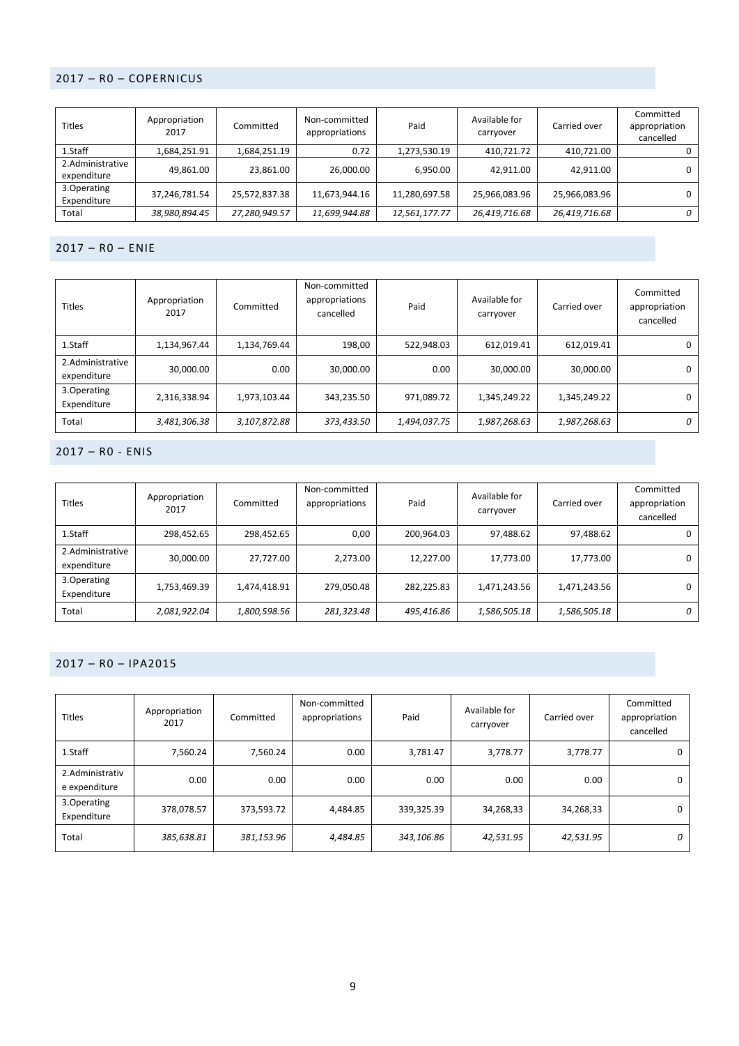## 2017 – R0 – COPERNICUS

| Titles | Appropriation 2017 | Committed | Non-committed appropriations | Paid | Available for carryover | Carried over | Committed appropriation cancelled |
|---|---|---|---|---|---|---|---|
| 1.Staff | 1,684,251.91 | 1,684,251.19 | 0.72 | 1,273,530.19 | 410,721.72 | 410,721.00 | 0 |
| 2.Administrative expenditure | 49,861.00 | 23,861.00 | 26,000.00 | 6,950.00 | 42,911.00 | 42,911.00 | 0 |
| 3.Operating Expenditure | 37,246,781.54 | 25,572,837.38 | 11,673,944.16 | 11,280,697.58 | 25,966,083.96 | 25,966,083.96 | 0 |
| Total | *38,980,894.45* | *27,280,949.57* | *11,699,944.88* | *12,561,177.77* | *26,419,716.68* | *26,419,716.68* | *0* |

## 2017 – R0 – ENIE

| Titles | Appropriation 2017 | Committed | Non-committed appropriations cancelled | Paid | Available for carryover | Carried over | Committed appropriation cancelled |
|---|---|---|---|---|---|---|---|
| 1.Staff | 1,134,967.44 | 1,134,769.44 | 198,00 | 522,948.03 | 612,019.41 | 612,019.41 | 0 |
| 2.Administrative expenditure | 30,000.00 | 0.00 | 30,000.00 | 0.00 | 30,000.00 | 30,000.00 | 0 |
| 3.Operating Expenditure | 2,316,338.94 | 1,973,103.44 | 343,235.50 | 971,089.72 | 1,345,249.22 | 1,345,249.22 | 0 |
| Total | *3,481,306.38* | *3,107,872.88* | *373,433.50* | *1,494,037.75* | *1,987,268.63* | *1,987,268.63* | *0* |

## 2017 – R0 - ENIS

| Titles | Appropriation 2017 | Committed | Non-committed appropriations | Paid | Available for carryover | Carried over | Committed appropriation cancelled |
|---|---|---|---|---|---|---|---|
| 1.Staff | 298,452.65 | 298,452.65 | 0,00 | 200,964.03 | 97,488.62 | 97,488.62 | 0 |
| 2.Administrative expenditure | 30,000.00 | 27,727.00 | 2,273.00 | 12,227.00 | 17,773.00 | 17,773.00 | 0 |
| 3.Operating Expenditure | 1,753,469.39 | 1,474,418.91 | 279,050.48 | 282,225.83 | 1,471,243.56 | 1,471,243.56 | 0 |
| Total | *2,081,922.04* | *1,800,598.56* | *281,323.48* | *495,416.86* | *1,586,505.18* | *1,586,505.18* | *0* |

## 2017 – R0 – IPA2015

| Titles | Appropriation 2017 | Committed | Non-committed appropriations | Paid | Available for carryover | Carried over | Committed appropriation cancelled |
|---|---|---|---|---|---|---|---|
| 1.Staff | 7,560.24 | 7,560.24 | 0.00 | 3,781.47 | 3,778.77 | 3,778.77 | 0 |
| 2.Administrative expenditure | 0.00 | 0.00 | 0.00 | 0.00 | 0.00 | 0.00 | 0 |
| 3.Operating Expenditure | 378,078.57 | 373,593.72 | 4,484.85 | 339,325.39 | 34,268,33 | 34,268,33 | 0 |
| Total | *385,638.81* | *381,153.96* | *4,484.85* | *343,106.86* | *42,531.95* | *42,531.95* | *0* |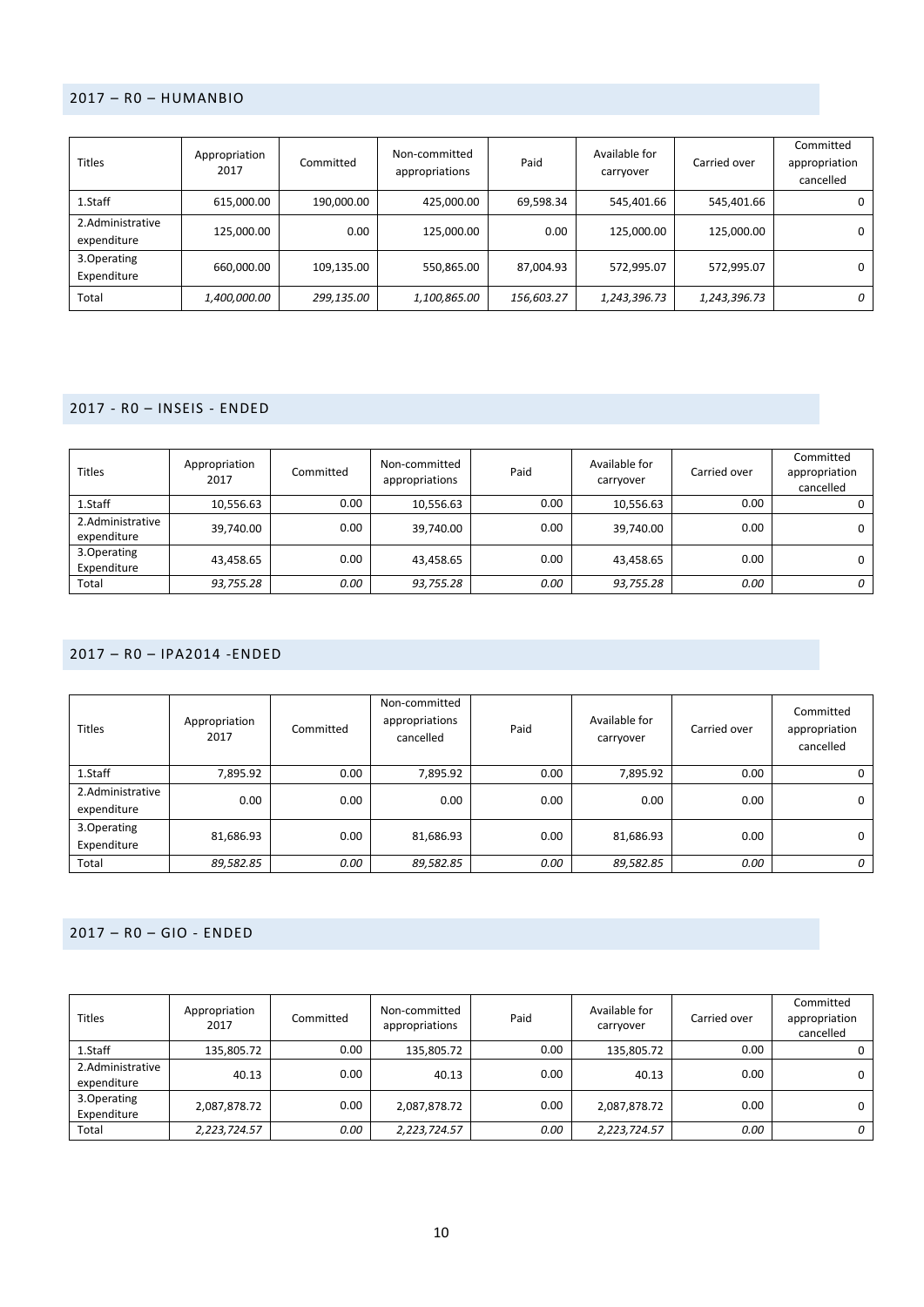## 2017 – R0 – HUMANBIO

| Titles | Appropriation 2017 | Committed | Non-committed appropriations | Paid | Available for carryover | Carried over | Committed appropriation cancelled |
|---|---|---|---|---|---|---|---|
| 1.Staff | 615,000.00 | 190,000.00 | 425,000.00 | 69,598.34 | 545,401.66 | 545,401.66 | 0 |
| 2.Administrative expenditure | 125,000.00 | 0.00 | 125,000.00 | 0.00 | 125,000.00 | 125,000.00 | 0 |
| 3.Operating Expenditure | 660,000.00 | 109,135.00 | 550,865.00 | 87,004.93 | 572,995.07 | 572,995.07 | 0 |
| Total | *1,400,000.00* | *299,135.00* | *1,100,865.00* | *156,603.27* | *1,243,396.73* | *1,243,396.73* | *0* |

## 2017 - R0 – INSEIS - ENDED

| Titles | Appropriation 2017 | Committed | Non-committed appropriations | Paid | Available for carryover | Carried over | Committed appropriation cancelled |
|---|---|---|---|---|---|---|---|
| 1.Staff | 10,556.63 | 0.00 | 10,556.63 | 0.00 | 10,556.63 | 0.00 | 0 |
| 2.Administrative expenditure | 39,740.00 | 0.00 | 39,740.00 | 0.00 | 39,740.00 | 0.00 | 0 |
| 3.Operating Expenditure | 43,458.65 | 0.00 | 43,458.65 | 0.00 | 43,458.65 | 0.00 | 0 |
| Total | *93,755.28* | *0.00* | *93,755.28* | *0.00* | *93,755.28* | *0.00* | *0* |

## 2017 – R0 – IPA2014 -ENDED

| Titles | Appropriation 2017 | Committed | Non-committed appropriations cancelled | Paid | Available for carryover | Carried over | Committed appropriation cancelled |
|---|---|---|---|---|---|---|---|
| 1.Staff | 7,895.92 | 0.00 | 7,895.92 | 0.00 | 7,895.92 | 0.00 | 0 |
| 2.Administrative expenditure | 0.00 | 0.00 | 0.00 | 0.00 | 0.00 | 0.00 | 0 |
| 3.Operating Expenditure | 81,686.93 | 0.00 | 81,686.93 | 0.00 | 81,686.93 | 0.00 | 0 |
| Total | *89,582.85* | *0.00* | *89,582.85* | *0.00* | *89,582.85* | *0.00* | *0* |

## 2017 – R0 – GIO - ENDED

| Titles | Appropriation 2017 | Committed | Non-committed appropriations | Paid | Available for carryover | Carried over | Committed appropriation cancelled |
|---|---|---|---|---|---|---|---|
| 1.Staff | 135,805.72 | 0.00 | 135,805.72 | 0.00 | 135,805.72 | 0.00 | 0 |
| 2.Administrative expenditure | 40.13 | 0.00 | 40.13 | 0.00 | 40.13 | 0.00 | 0 |
| 3.Operating Expenditure | 2,087,878.72 | 0.00 | 2,087,878.72 | 0.00 | 2,087,878.72 | 0.00 | 0 |
| Total | *2,223,724.57* | *0.00* | *2,223,724.57* | *0.00* | *2,223,724.57* | *0.00* | *0* |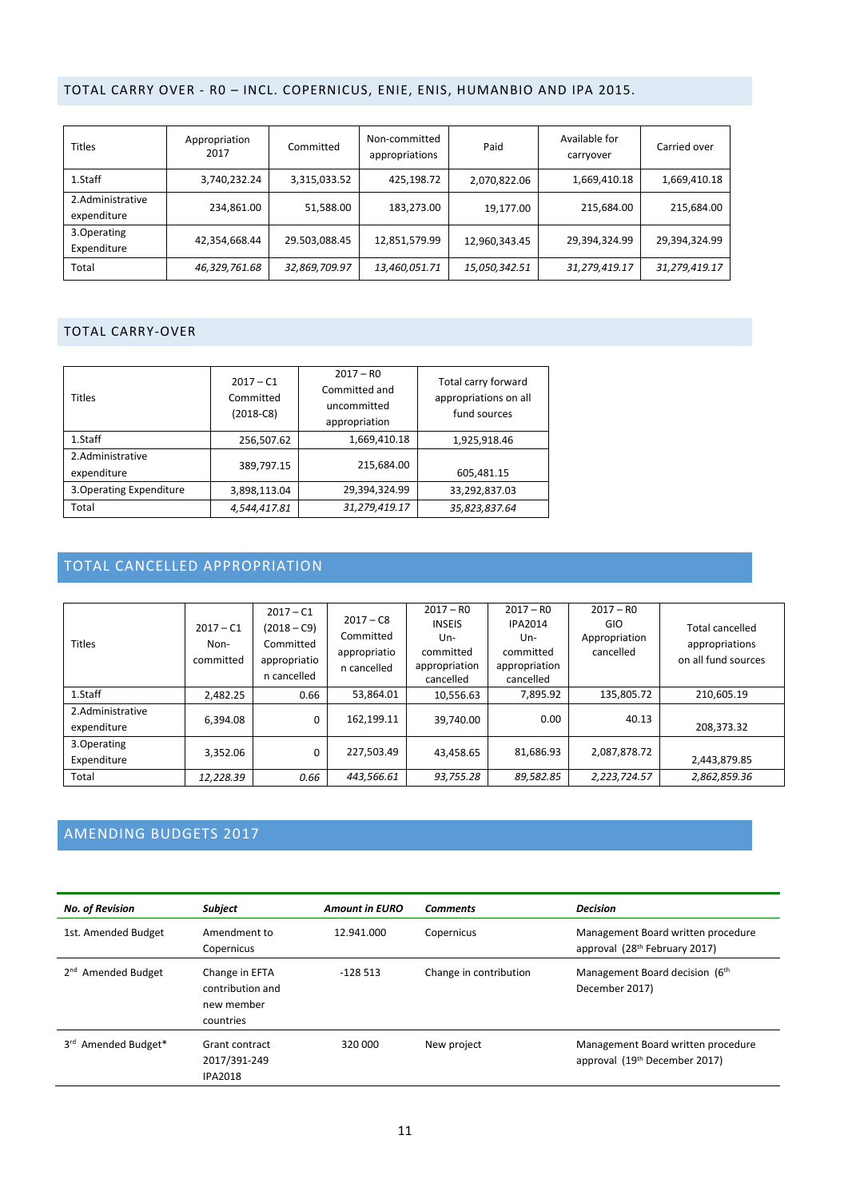## TOTAL CARRY OVER - R0 – INCL. COPERNICUS, ENIE, ENIS, HUMANBIO AND IPA 2015.

| Titles | Appropriation 2017 | Committed | Non-committed appropriations | Paid | Available for carryover | Carried over |
|---|---|---|---|---|---|---|
| 1.Staff | 3,740,232.24 | 3,315,033.52 | 425,198.72 | 2,070,822.06 | 1,669,410.18 | 1,669,410.18 |
| 2.Administrative expenditure | 234,861.00 | 51,588.00 | 183,273.00 | 19,177.00 | 215,684.00 | 215,684.00 |
| 3.Operating Expenditure | 42,354,668.44 | 29.503,088.45 | 12,851,579.99 | 12,960,343.45 | 29,394,324.99 | 29,394,324.99 |
| Total | *46,329,761.68* | *32,869,709.97* | *13,460,051.71* | *15,050,342.51* | *31,279,419.17* | *31,279,419.17* |

## TOTAL CARRY-OVER

| Titles | 2017 – C1 Committed (2018-C8) | 2017 – R0 Committed and uncommitted appropriation | Total carry forward appropriations on all fund sources |
|---|---|---|---|
| 1.Staff | 256,507.62 | 1,669,410.18 | 1,925,918.46 |
| 2.Administrative expenditure | 389,797.15 | 215,684.00 | 605,481.15 |
| 3.Operating Expenditure | 3,898,113.04 | 29,394,324.99 | 33,292,837.03 |
| Total | *4,544,417.81* | *31,279,419.17* | *35,823,837.64* |

## TOTAL CANCELLED APPROPRIATION

| Titles | 2017 – C1 Non-committed | 2017 – C1 (2018 – C9) Committed appropriation cancelled | 2017 – C8 Committed appropriation cancelled | 2017 – R0 INSEIS Un-committed appropriation cancelled | 2017 – R0 IPA2014 Un-committed appropriation cancelled | 2017 – R0 GIO Appropriation cancelled | Total cancelled appropriations on all fund sources |
|---|---|---|---|---|---|---|---|
| 1.Staff | 2,482.25 | 0.66 | 53,864.01 | 10,556.63 | 7,895.92 | 135,805.72 | 210,605.19 |
| 2.Administrative expenditure | 6,394.08 | 0 | 162,199.11 | 39,740.00 | 0.00 | 40.13 | 208,373.32 |
| 3.Operating Expenditure | 3,352.06 | 0 | 227,503.49 | 43,458.65 | 81,686.93 | 2,087,878.72 | 2,443,879.85 |
| Total | *12,228.39* | *0.66* | *443,566.61* | *93,755.28* | *89,582.85* | *2,223,724.57* | *2,862,859.36* |

## AMENDING BUDGETS 2017

| ***No. of Revision*** | ***Subject*** | ***Amount in EURO*** | ***Comments*** | ***Decision*** |
|---|---|---|---|---|
| 1st. Amended Budget | Amendment to Copernicus | 12.941.000 | Copernicus | Management Board written procedure approval (28th February 2017) |
| 2nd Amended Budget | Change in EFTA contribution and new member countries | -128 513 | Change in contribution | Management Board decision (6th December 2017) |
| 3rd Amended Budget* | Grant contract 2017/391-249 IPA2018 | 320 000 | New project | Management Board written procedure approval (19th December 2017) |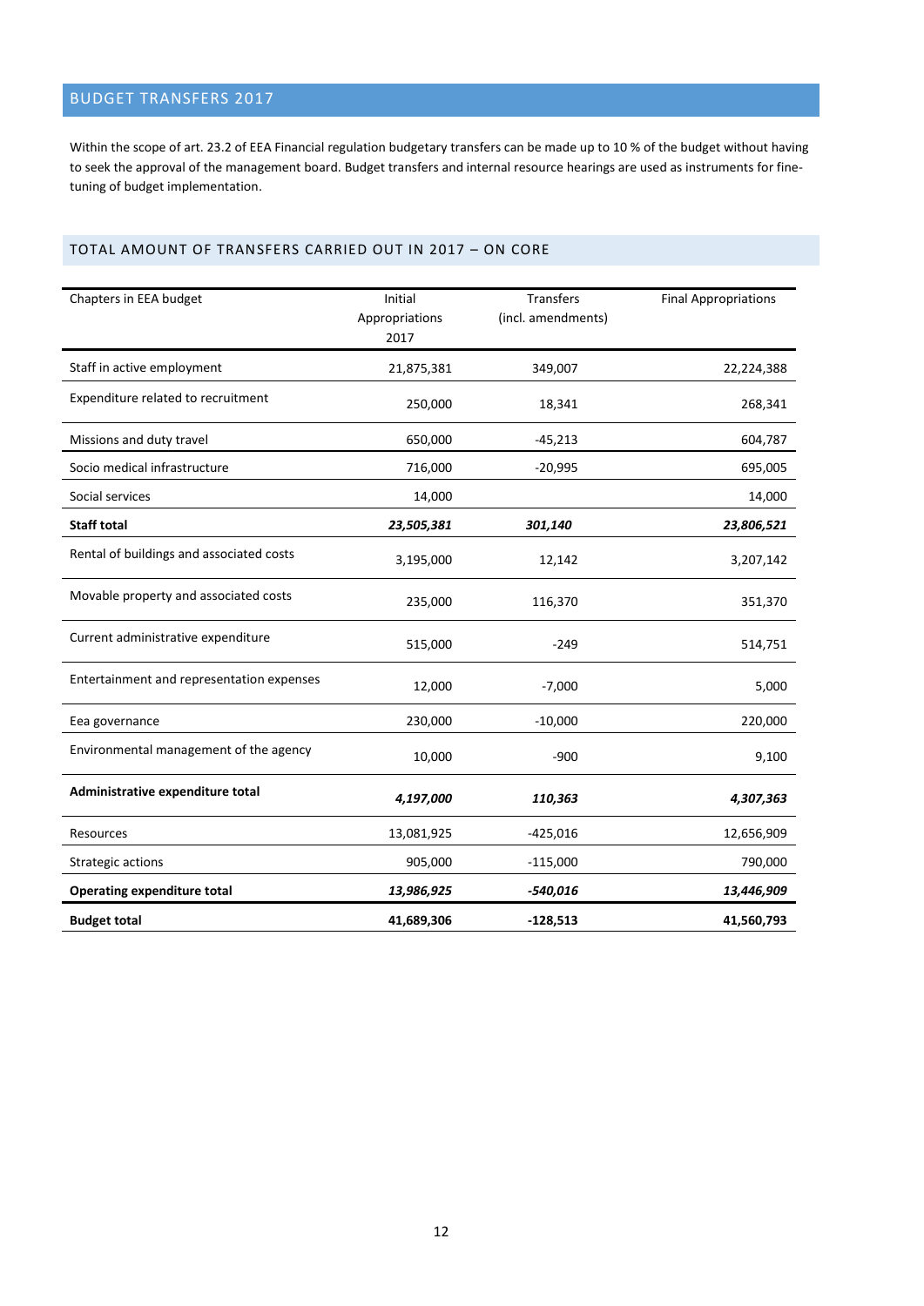## BUDGET TRANSFERS 2017

Within the scope of art. 23.2 of EEA Financial regulation budgetary transfers can be made up to 10 % of the budget without having to seek the approval of the management board. Budget transfers and internal resource hearings are used as instruments for fine-tuning of budget implementation.

### TOTAL AMOUNT OF TRANSFERS CARRIED OUT IN 2017 – ON CORE

| Chapters in EEA budget | Initial Appropriations 2017 | Transfers (incl. amendments) | Final Appropriations |
|---|---|---|---|
| Staff in active employment | 21,875,381 | 349,007 | 22,224,388 |
| Expenditure related to recruitment | 250,000 | 18,341 | 268,341 |
| Missions and duty travel | 650,000 | -45,213 | 604,787 |
| Socio medical infrastructure | 716,000 | -20,995 | 695,005 |
| Social services | 14,000 | | 14,000 |
| **Staff total** | ***23,505,381*** | ***301,140*** | ***23,806,521*** |
| Rental of buildings and associated costs | 3,195,000 | 12,142 | 3,207,142 |
| Movable property and associated costs | 235,000 | 116,370 | 351,370 |
| Current administrative expenditure | 515,000 | -249 | 514,751 |
| Entertainment and representation expenses | 12,000 | -7,000 | 5,000 |
| Eea governance | 230,000 | -10,000 | 220,000 |
| Environmental management of the agency | 10,000 | -900 | 9,100 |
| **Administrative expenditure total** | ***4,197,000*** | ***110,363*** | ***4,307,363*** |
| Resources | 13,081,925 | -425,016 | 12,656,909 |
| Strategic actions | 905,000 | -115,000 | 790,000 |
| **Operating expenditure total** | ***13,986,925*** | ***-540,016*** | ***13,446,909*** |
| **Budget total** | **41,689,306** | **-128,513** | **41,560,793** |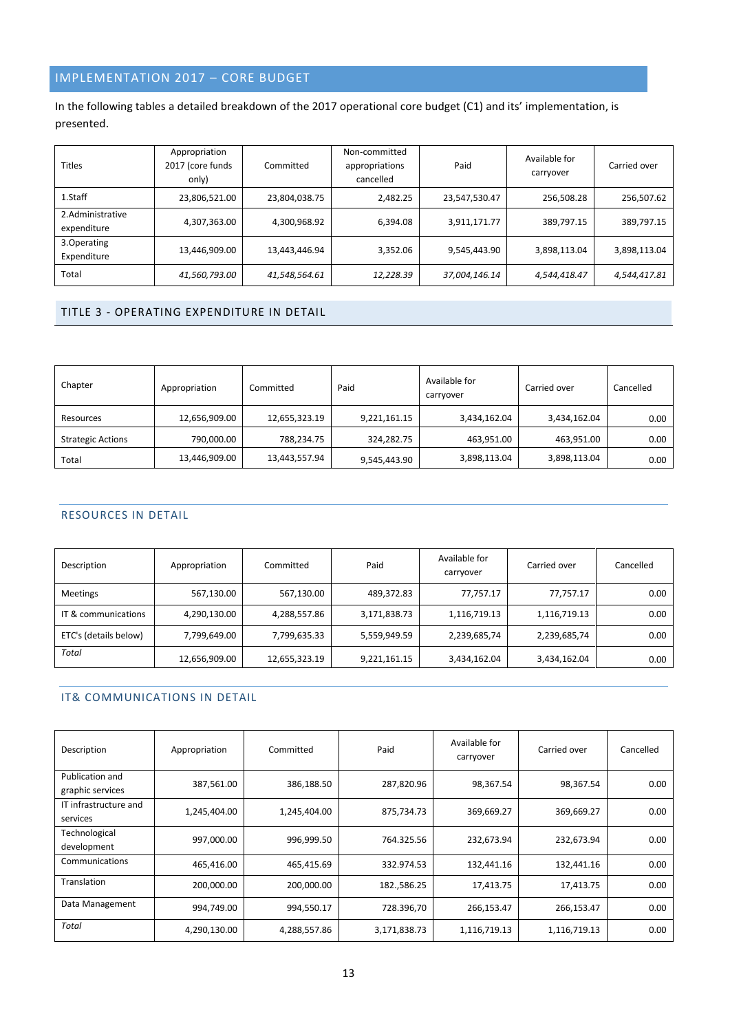## IMPLEMENTATION 2017 – CORE BUDGET

In the following tables a detailed breakdown of the 2017 operational core budget (C1) and its' implementation, is presented.

| Titles | Appropriation 2017 (core funds only) | Committed | Non-committed appropriations cancelled | Paid | Available for carryover | Carried over |
|---|---|---|---|---|---|---|
| 1.Staff | 23,806,521.00 | 23,804,038.75 | 2,482.25 | 23,547,530.47 | 256,508.28 | 256,507.62 |
| 2.Administrative expenditure | 4,307,363.00 | 4,300,968.92 | 6,394.08 | 3,911,171.77 | 389,797.15 | 389,797.15 |
| 3.Operating Expenditure | 13,446,909.00 | 13,443,446.94 | 3,352.06 | 9,545,443.90 | 3,898,113.04 | 3,898,113.04 |
| Total | *41,560,793.00* | *41,548,564.61* | *12,228.39* | *37,004,146.14* | *4,544,418.47* | *4,544,417.81* |

### TITLE 3 - OPERATING EXPENDITURE IN DETAIL

| Chapter | Appropriation | Committed | Paid | Available for carryover | Carried over | Cancelled |
|---|---|---|---|---|---|---|
| Resources | 12,656,909.00 | 12,655,323.19 | 9,221,161.15 | 3,434,162.04 | 3,434,162.04 | 0.00 |
| Strategic Actions | 790,000.00 | 788,234.75 | 324,282.75 | 463,951.00 | 463,951.00 | 0.00 |
| Total | 13,446,909.00 | 13,443,557.94 | 9,545,443.90 | 3,898,113.04 | 3,898,113.04 | 0.00 |

#### RESOURCES IN DETAIL

| Description | Appropriation | Committed | Paid | Available for carryover | Carried over | Cancelled |
|---|---|---|---|---|---|---|
| Meetings | 567,130.00 | 567,130.00 | 489,372.83 | 77,757.17 | 77,757.17 | 0.00 |
| IT & communications | 4,290,130.00 | 4,288,557.86 | 3,171,838.73 | 1,116,719.13 | 1,116,719.13 | 0.00 |
| ETC's (details below) | 7,799,649.00 | 7,799,635.33 | 5,559,949.59 | 2,239,685,74 | 2,239,685,74 | 0.00 |
| *Total* | 12,656,909.00 | 12,655,323.19 | 9,221,161.15 | 3,434,162.04 | 3,434,162.04 | 0.00 |

#### IT& COMMUNICATIONS IN DETAIL

| Description | Appropriation | Committed | Paid | Available for carryover | Carried over | Cancelled |
|---|---|---|---|---|---|---|
| Publication and graphic services | 387,561.00 | 386,188.50 | 287,820.96 | 98,367.54 | 98,367.54 | 0.00 |
| IT infrastructure and services | 1,245,404.00 | 1,245,404.00 | 875,734.73 | 369,669.27 | 369,669.27 | 0.00 |
| Technological development | 997,000.00 | 996,999.50 | 764.325.56 | 232,673.94 | 232,673.94 | 0.00 |
| Communications | 465,416.00 | 465,415.69 | 332.974.53 | 132,441.16 | 132,441.16 | 0.00 |
| Translation | 200,000.00 | 200,000.00 | 182.,586.25 | 17,413.75 | 17,413.75 | 0.00 |
| Data Management | 994,749.00 | 994,550.17 | 728.396,70 | 266,153.47 | 266,153.47 | 0.00 |
| *Total* | 4,290,130.00 | 4,288,557.86 | 3,171,838.73 | 1,116,719.13 | 1,116,719.13 | 0.00 |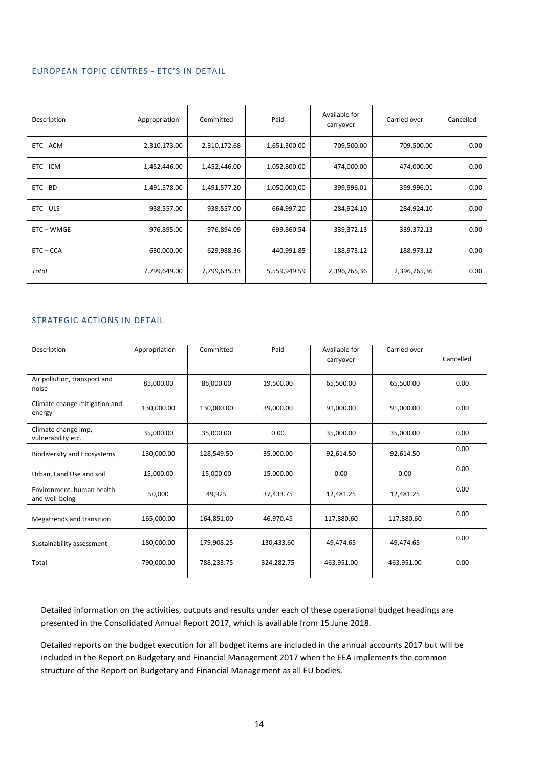## EUROPEAN TOPIC CENTRES - ETC'S IN DETAIL

| Description | Appropriation | Committed | Paid | Available for carryover | Carried over | Cancelled |
|---|---|---|---|---|---|---|
| ETC - ACM | 2,310,173.00 | 2,310,172.68 | 1,651,300.00 | 709,500.00 | 709,500.00 | 0.00 |
| ETC - ICM | 1,452,446.00 | 1,452,446.00 | 1,052,800.00 | 474,000.00 | 474,000.00 | 0.00 |
| ETC - BD | 1,491,578.00 | 1,491,577.20 | 1,050,000,00 | 399,996.01 | 399,996.01 | 0.00 |
| ETC - ULS | 938,557.00 | 938,557.00 | 664,997.20 | 284,924.10 | 284,924.10 | 0.00 |
| ETC – WMGE | 976,895.00 | 976,894.09 | 699,860.54 | 339,372.13 | 339,372.13 | 0.00 |
| ETC – CCA | 630,000.00 | 629,988.36 | 440,991.85 | 188,973.12 | 188,973.12 | 0.00 |
| *Total* | 7,799,649.00 | 7,799,635.33 | 5,559,949.59 | 2,396,765,36 | 2,396,765,36 | 0.00 |

## STRATEGIC ACTIONS IN DETAIL

| Description | Appropriation | Committed | Paid | Available for carryover | Carried over | Cancelled |
|---|---|---|---|---|---|---|
| Air pollution, transport and noise | 85,000.00 | 85,000.00 | 19,500.00 | 65,500.00 | 65,500.00 | 0.00 |
| Climate change mitigation and energy | 130,000.00 | 130,000.00 | 39,000.00 | 91,000.00 | 91,000.00 | 0.00 |
| Climate change imp, vulnerability etc. | 35,000.00 | 35,000.00 | 0.00 | 35,000.00 | 35,000.00 | 0.00 |
| Biodiversity and Ecosystems | 130,000.00 | 128,549.50 | 35,000.00 | 92,614.50 | 92,614.50 | 0.00 |
| Urban, Land Use and soil | 15,000.00 | 15,000.00 | 15,000.00 | 0.00 | 0.00 | 0.00 |
| Environment, human health and well-being | 50,000 | 49,925 | 37,433.75 | 12,481.25 | 12,481.25 | 0.00 |
| Megatrends and transition | 165,000.00 | 164,851.00 | 46,970.45 | 117,880.60 | 117,880.60 | 0.00 |
| Sustainability assessment | 180,000.00 | 179,908.25 | 130,433.60 | 49,474.65 | 49,474.65 | 0.00 |
| Total | 790,000.00 | 788,233.75 | 324,282.75 | 463,951.00 | 463,951.00 | 0.00 |

Detailed information on the activities, outputs and results under each of these operational budget headings are presented in the Consolidated Annual Report 2017, which is available from 15 June 2018.

Detailed reports on the budget execution for all budget items are included in the annual accounts 2017 but will be included in the Report on Budgetary and Financial Management 2017 when the EEA implements the common structure of the Report on Budgetary and Financial Management as all EU bodies.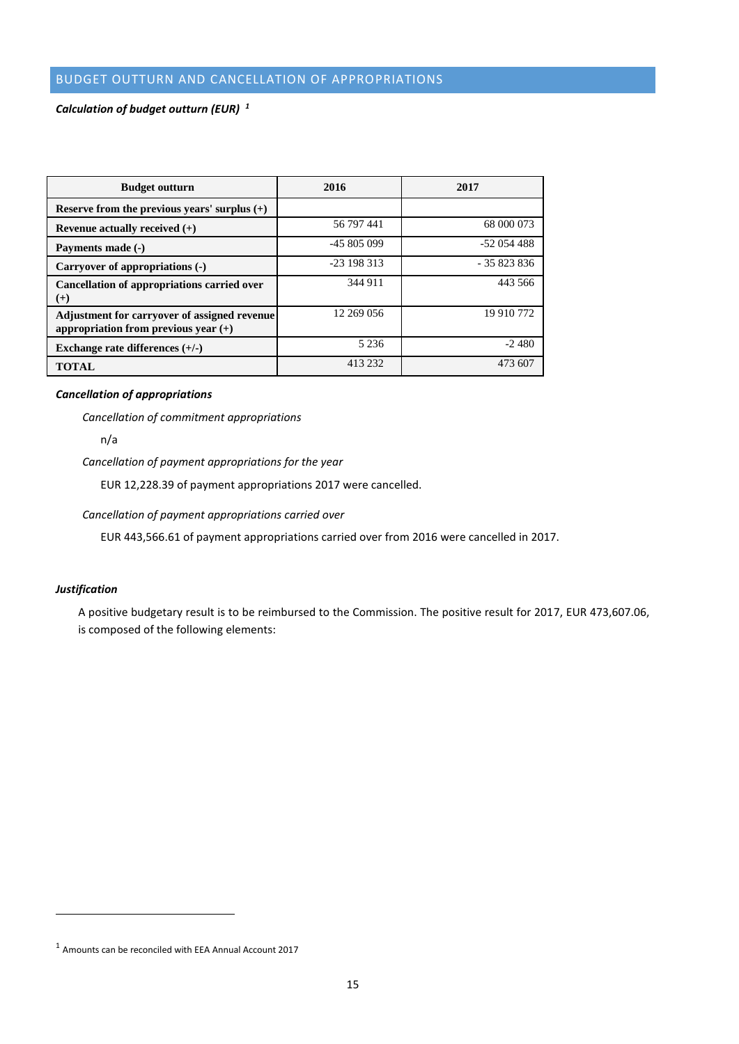## BUDGET OUTTURN AND CANCELLATION OF APPROPRIATIONS

***Calculation of budget outturn (EUR)*** [1]

| Budget outturn | 2016 | 2017 |
|---|---|---|
| **Reserve from the previous years' surplus (+)** | | |
| **Revenue actually received (+)** | 56 797 441 | 68 000 073 |
| **Payments made (-)** | -45 805 099 | -52 054 488 |
| **Carryover of appropriations (-)** | -23 198 313 | - 35 823 836 |
| **Cancellation of appropriations carried over (+)** | 344 911 | 443 566 |
| **Adjustment for carryover of assigned revenue appropriation from previous year (+)** | 12 269 056 | 19 910 772 |
| **Exchange rate differences (+/-)** | 5 236 | -2 480 |
| **TOTAL** | 413 232 | 473 607 |

***Cancellation of appropriations***

*Cancellation of commitment appropriations*

n/a

*Cancellation of payment appropriations for the year*

EUR 12,228.39 of payment appropriations 2017 were cancelled.

*Cancellation of payment appropriations carried over*

EUR 443,566.61 of payment appropriations carried over from 2016 were cancelled in 2017.

***Justification***

A positive budgetary result is to be reimbursed to the Commission. The positive result for 2017, EUR 473,607.06, is composed of the following elements:

[1] Amounts can be reconciled with EEA Annual Account 2017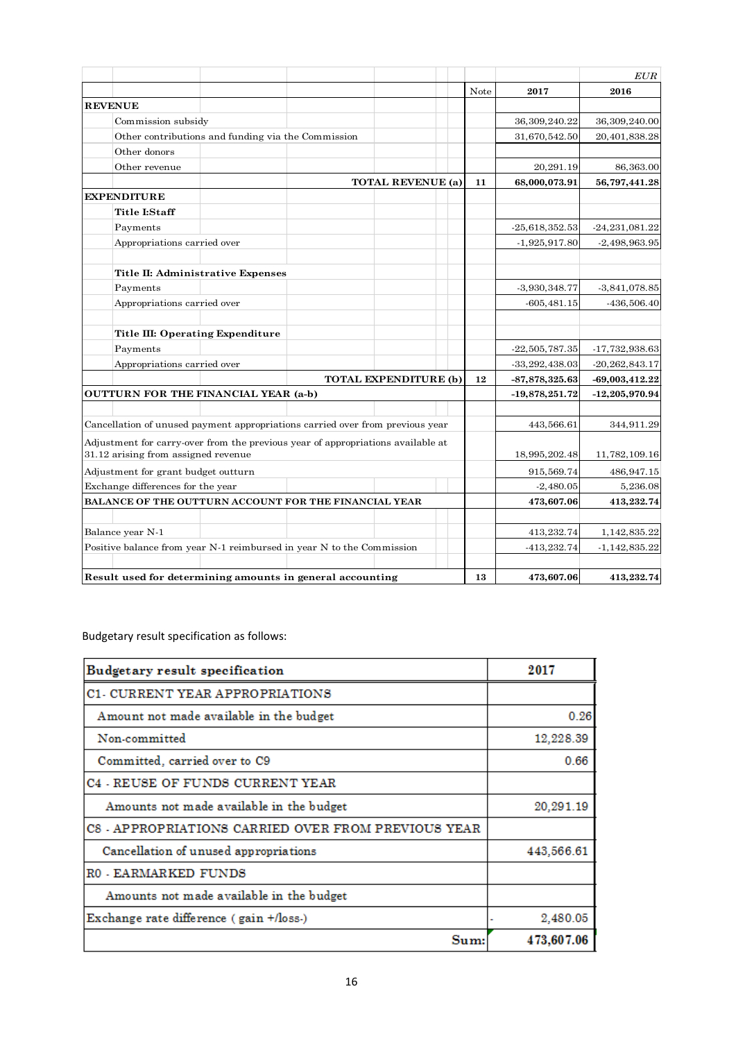| | Note | 2017 | 2016 |
|---|---|---|---|
| | | | *EUR* |
| **REVENUE** | | | |
| Commission subsidy | | 36,309,240.22 | 36,309,240.00 |
| Other contributions and funding via the Commission | | 31,670,542.50 | 20,401,838.28 |
| Other donors | | | |
| Other revenue | | 20,291.19 | 86,363.00 |
| **TOTAL REVENUE (a)** | **11** | **68,000,073.91** | **56,797,441.28** |
| **EXPENDITURE** | | | |
| **Title I:Staff** | | | |
| Payments | | -25,618,352.53 | -24,231,081.22 |
| Appropriations carried over | | -1,925,917.80 | -2,498,963.95 |
| **Title II: Administrative Expenses** | | | |
| Payments | | -3,930,348.77 | -3,841,078.85 |
| Appropriations carried over | | -605,481.15 | -436,506.40 |
| **Title III: Operating Expenditure** | | | |
| Payments | | -22,505,787.35 | -17,732,938.63 |
| Appropriations carried over | | -33,292,438.03 | -20,262,843.17 |
| **TOTAL EXPENDITURE (b)** | **12** | **-87,878,325.63** | **-69,003,412.22** |
| **OUTTURN FOR THE FINANCIAL YEAR (a-b)** | | **-19,878,251.72** | **-12,205,970.94** |
| Cancellation of unused payment appropriations carried over from previous year | | 443,566.61 | 344,911.29 |
| Adjustment for carry-over from the previous year of appropriations available at 31.12 arising from assigned revenue | | 18,995,202.48 | 11,782,109.16 |
| Adjustment for grant budget outturn | | 915,569.74 | 486,947.15 |
| Exchange differences for the year | | -2,480.05 | 5,236.08 |
| **BALANCE OF THE OUTTURN ACCOUNT FOR THE FINANCIAL YEAR** | | **473,607.06** | **413,232.74** |
| Balance year N-1 | | 413,232.74 | 1,142,835.22 |
| Positive balance from year N-1 reimbursed in year N to the Commission | | -413,232.74 | -1,142,835.22 |
| **Result used for determining amounts in general accounting** | **13** | **473,607.06** | **413,232.74** |

Budgetary result specification as follows:

| Budgetary result specification | 2017 |
|---|---|
| C1- CURRENT YEAR APPROPRIATIONS | |
| Amount not made available in the budget | 0.26 |
| Non-committed | 12,228.39 |
| Committed, carried over to C9 | 0.66 |
| C4 - REUSE OF FUNDS CURRENT YEAR | |
| Amounts not made available in the budget | 20,291.19 |
| C8 - APPROPRIATIONS CARRIED OVER FROM PREVIOUS YEAR | |
| Cancellation of unused appropriations | 443,566.61 |
| R0 - EARMARKED FUNDS | |
| Amounts not made available in the budget | |
| Exchange rate difference ( gain +/loss-) | - 2,480.05 |
| Sum: | **473,607.06** |